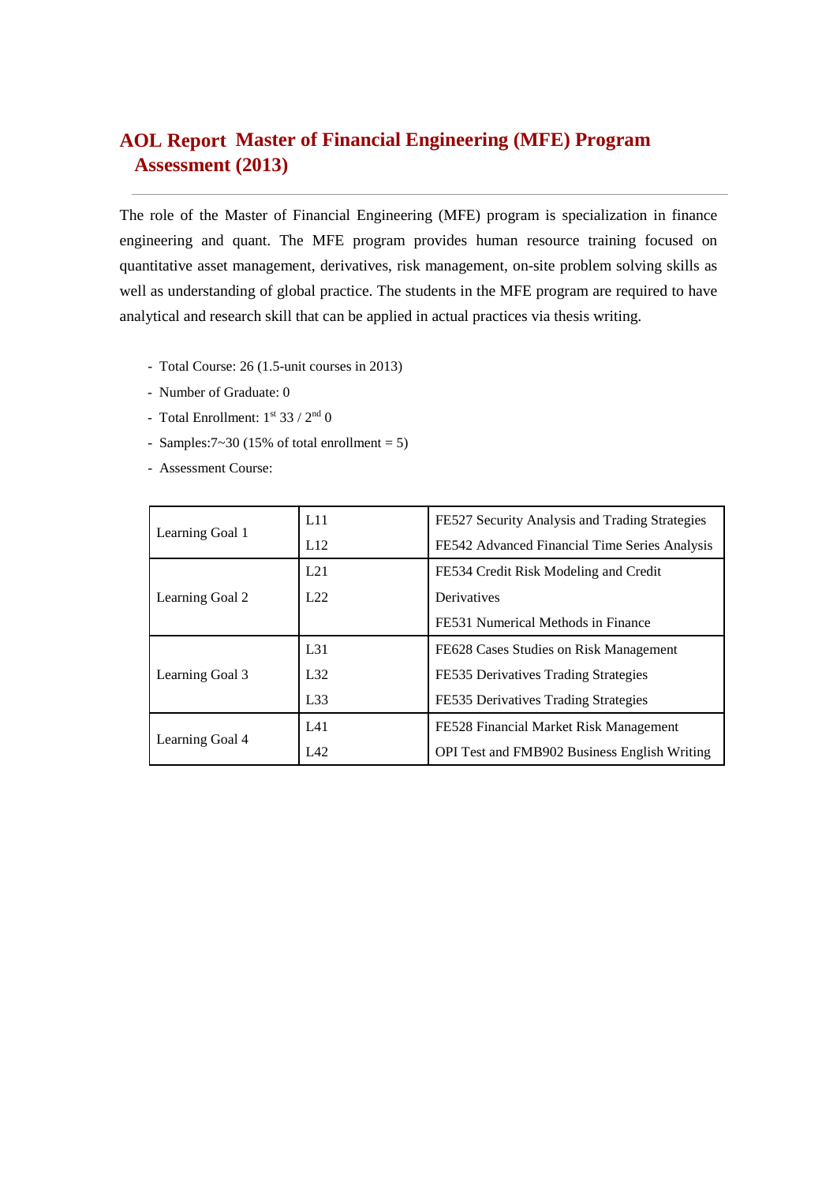# AOL Report Master of Financial Engineering (MFE) Program Assessment (2013)

The role of the Master of Financial Engineering (MFE) program is specialization in finance engineering and quant. The MFE program provides human resource training focused on quantitative asset management, derivatives, risk management, on-site problem solving skills as well as understanding of global practice. The students in the MFE program are required to have analytical and research skill that can be applied in actual practices via thesis writing.

- Total Course: 26 (1.5-unit courses in 2013)
- Number of Graduate: 0
- Total Enrollment: 1st 33 / 2nd 0
- Samples:7~30 (15% of total enrollment = 5)
- Assessment Course:

| | | |
|---|---|---|
| Learning Goal 1 | L11 | FE527 Security Analysis and Trading Strategies |
| | L12 | FE542 Advanced Financial Time Series Analysis |
| Learning Goal 2 | L21 | FE534 Credit Risk Modeling and Credit Derivatives |
| | L22 | FE531 Numerical Methods in Finance |
| Learning Goal 3 | L31 | FE628 Cases Studies on Risk Management |
| | L32 | FE535 Derivatives Trading Strategies |
| | L33 | FE535 Derivatives Trading Strategies |
| Learning Goal 4 | L41 | FE528 Financial Market Risk Management |
| | L42 | OPI Test and FMB902 Business English Writing |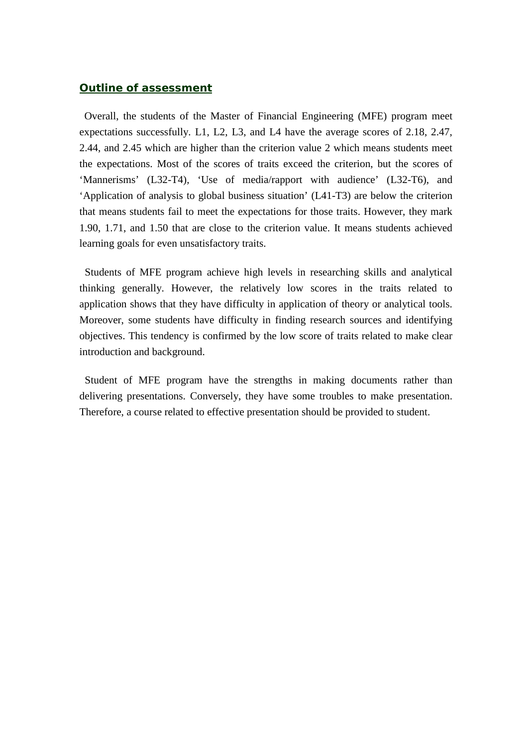## Outline of assessment

Overall, the students of the Master of Financial Engineering (MFE) program meet expectations successfully. L1, L2, L3, and L4 have the average scores of 2.18, 2.47, 2.44, and 2.45 which are higher than the criterion value 2 which means students meet the expectations. Most of the scores of traits exceed the criterion, but the scores of 'Mannerisms' (L32-T4), 'Use of media/rapport with audience' (L32-T6), and 'Application of analysis to global business situation' (L41-T3) are below the criterion that means students fail to meet the expectations for those traits. However, they mark 1.90, 1.71, and 1.50 that are close to the criterion value. It means students achieved learning goals for even unsatisfactory traits.

Students of MFE program achieve high levels in researching skills and analytical thinking generally. However, the relatively low scores in the traits related to application shows that they have difficulty in application of theory or analytical tools. Moreover, some students have difficulty in finding research sources and identifying objectives. This tendency is confirmed by the low score of traits related to make clear introduction and background.

Student of MFE program have the strengths in making documents rather than delivering presentations. Conversely, they have some troubles to make presentation. Therefore, a course related to effective presentation should be provided to student.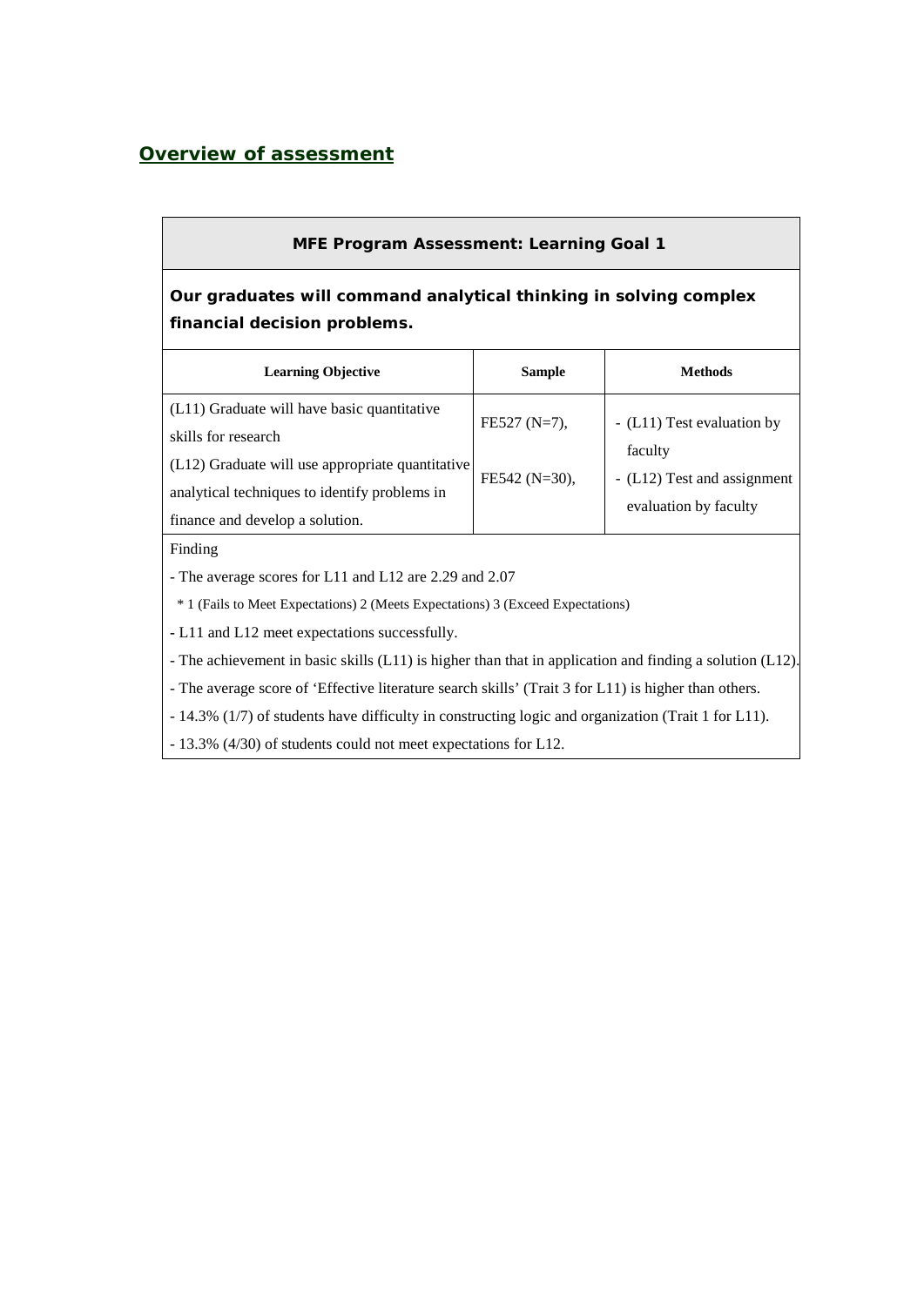## Overview of assessment

| MFE Program Assessment: Learning Goal 1 | | |
|---|---|---|
| **Our graduates will command analytical thinking in solving complex financial decision problems.** | | |
| **Learning Objective** | **Sample** | **Methods** |
| (L11) Graduate will have basic quantitative skills for research<br>(L12) Graduate will use appropriate quantitative analytical techniques to identify problems in finance and develop a solution. | FE527 (N=7),<br><br>FE542 (N=30), | - (L11) Test evaluation by faculty<br>- (L12) Test and assignment evaluation by faculty |
| Finding<br>- The average scores for L11 and L12 are 2.29 and 2.07<br>* 1 (Fails to Meet Expectations) 2 (Meets Expectations) 3 (Exceed Expectations)<br>- L11 and L12 meet expectations successfully.<br>- The achievement in basic skills (L11) is higher than that in application and finding a solution (L12).<br>- The average score of 'Effective literature search skills' (Trait 3 for L11) is higher than others.<br>- 14.3% (1/7) of students have difficulty in constructing logic and organization (Trait 1 for L11).<br>- 13.3% (4/30) of students could not meet expectations for L12. | | |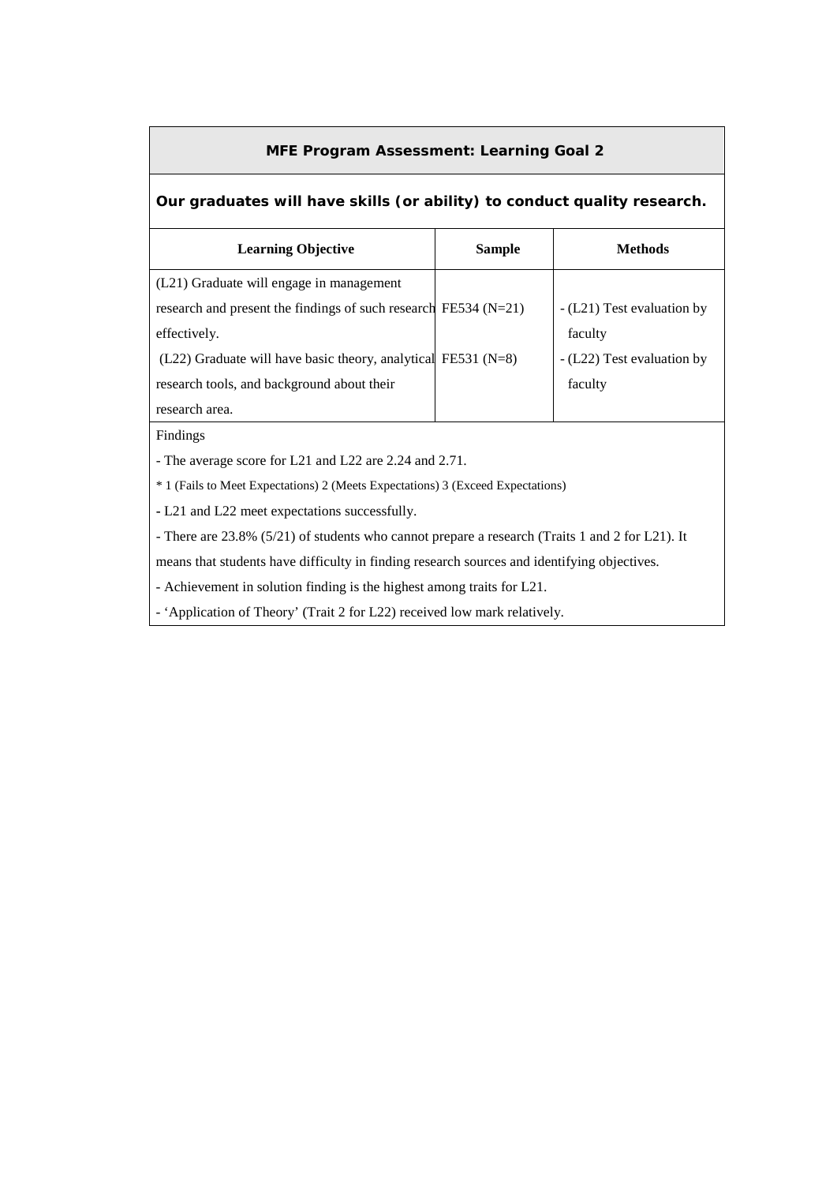**MFE Program Assessment: Learning Goal 2**

**Our graduates will have skills (or ability) to conduct quality research.**

| Learning Objective | Sample | Methods |
|---|---|---|
| (L21) Graduate will engage in management research and present the findings of such research effectively.<br>(L22) Graduate will have basic theory, analytical research tools, and background about their research area. | FE534 (N=21)<br>FE531 (N=8) | - (L21) Test evaluation by faculty<br>- (L22) Test evaluation by faculty |

Findings

- The average score for L21 and L22 are 2.24 and 2.71.

\* 1 (Fails to Meet Expectations) 2 (Meets Expectations) 3 (Exceed Expectations)

- L21 and L22 meet expectations successfully.
- There are 23.8% (5/21) of students who cannot prepare a research (Traits 1 and 2 for L21). It means that students have difficulty in finding research sources and identifying objectives.
- Achievement in solution finding is the highest among traits for L21.
- 'Application of Theory' (Trait 2 for L22) received low mark relatively.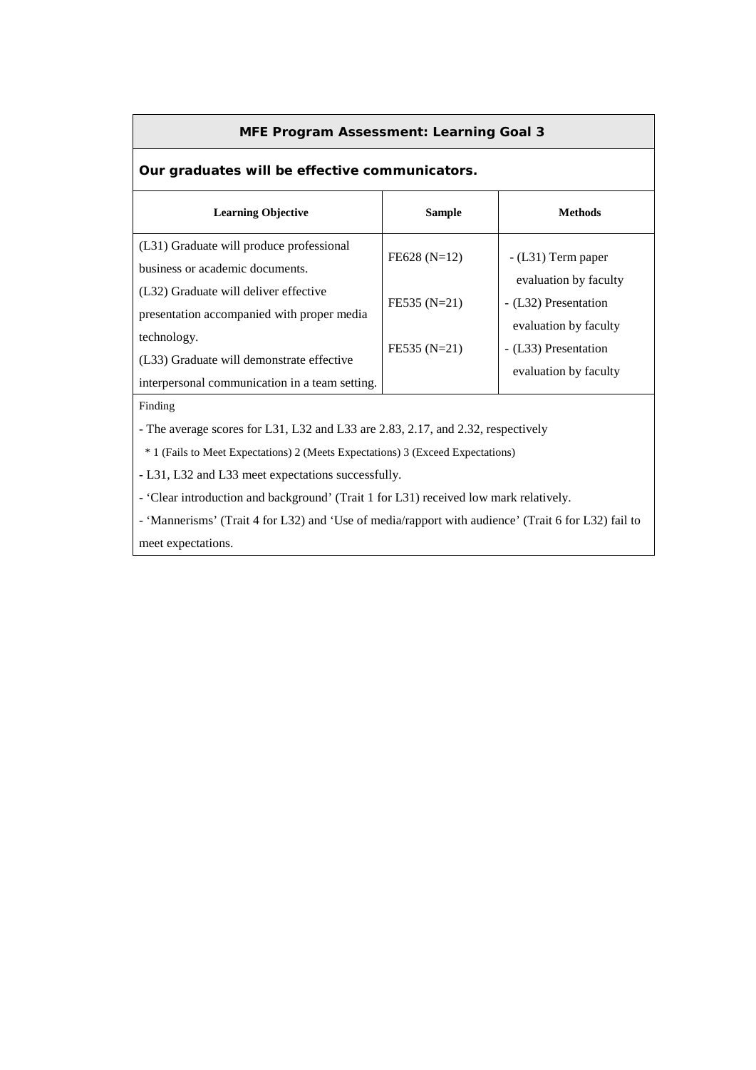## MFE Program Assessment: Learning Goal 3

**Our graduates will be effective communicators.**

| Learning Objective | Sample | Methods |
|---|---|---|
| (L31) Graduate will produce professional business or academic documents. | FE628 (N=12) | - (L31) Term paper evaluation by faculty |
| (L32) Graduate will deliver effective presentation accompanied with proper media technology. | FE535 (N=21) | - (L32) Presentation evaluation by faculty |
| (L33) Graduate will demonstrate effective interpersonal communication in a team setting. | FE535 (N=21) | - (L33) Presentation evaluation by faculty |

Finding

- The average scores for L31, L32 and L33 are 2.83, 2.17, and 2.32, respectively

  * 1 (Fails to Meet Expectations) 2 (Meets Expectations) 3 (Exceed Expectations)

- L31, L32 and L33 meet expectations successfully.
- 'Clear introduction and background' (Trait 1 for L31) received low mark relatively.
- 'Mannerisms' (Trait 4 for L32) and 'Use of media/rapport with audience' (Trait 6 for L32) fail to meet expectations.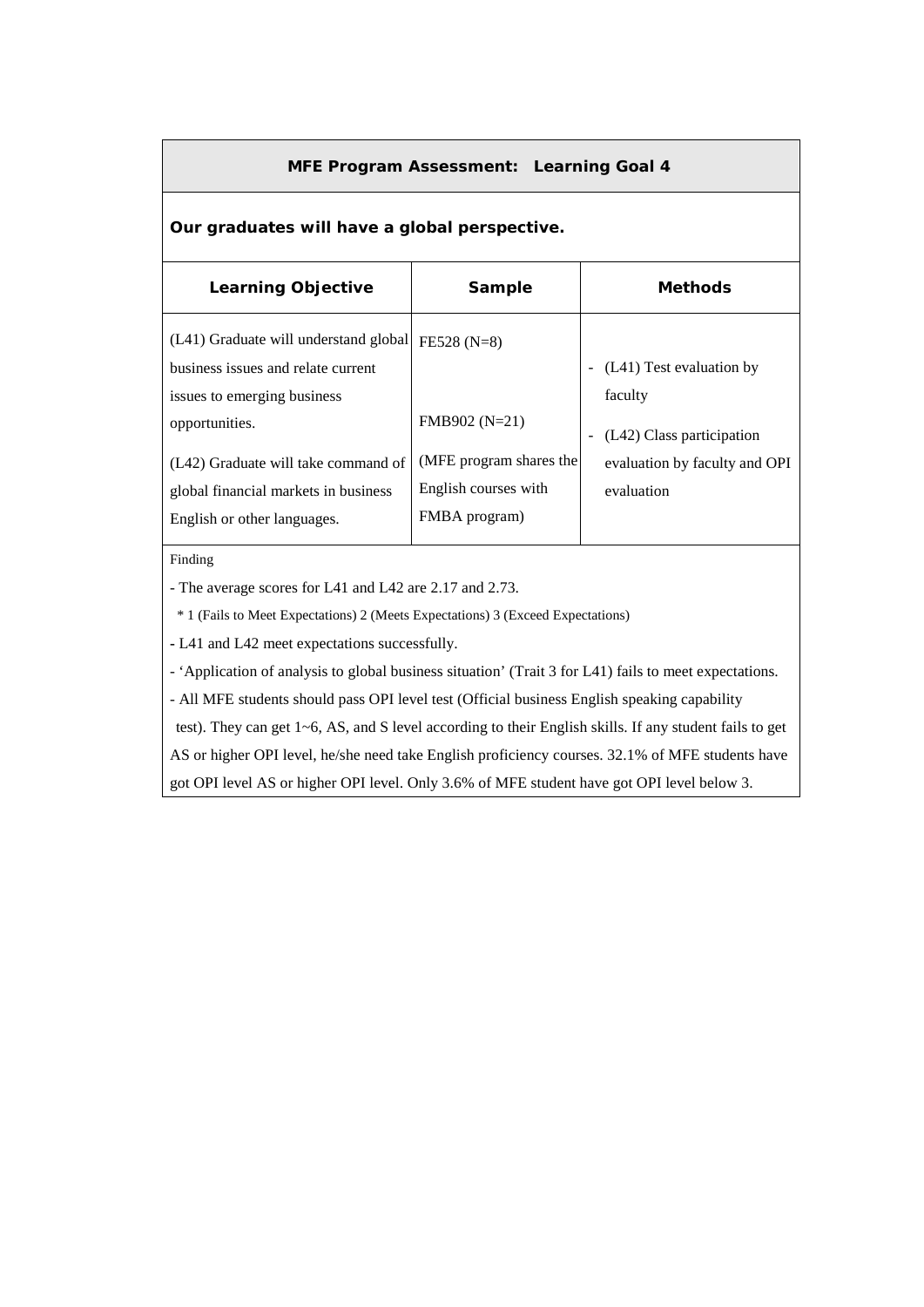## MFE Program Assessment: Learning Goal 4

**Our graduates will have a global perspective.**

| Learning Objective | Sample | Methods |
| --- | --- | --- |
| (L41) Graduate will understand global business issues and relate current issues to emerging business opportunities.<br><br>(L42) Graduate will take command of global financial markets in business English or other languages. | FE528 (N=8)<br><br>FMB902 (N=21)<br>(MFE program shares the English courses with FMBA program) | - (L41) Test evaluation by faculty<br>- (L42) Class participation evaluation by faculty and OPI evaluation |

Finding

- The average scores for L41 and L42 are 2.17 and 2.73.

  * 1 (Fails to Meet Expectations) 2 (Meets Expectations) 3 (Exceed Expectations)

- L41 and L42 meet expectations successfully.
- 'Application of analysis to global business situation' (Trait 3 for L41) fails to meet expectations.
- All MFE students should pass OPI level test (Official business English speaking capability test). They can get 1~6, AS, and S level according to their English skills. If any student fails to get AS or higher OPI level, he/she need take English proficiency courses. 32.1% of MFE students have got OPI level AS or higher OPI level. Only 3.6% of MFE student have got OPI level below 3.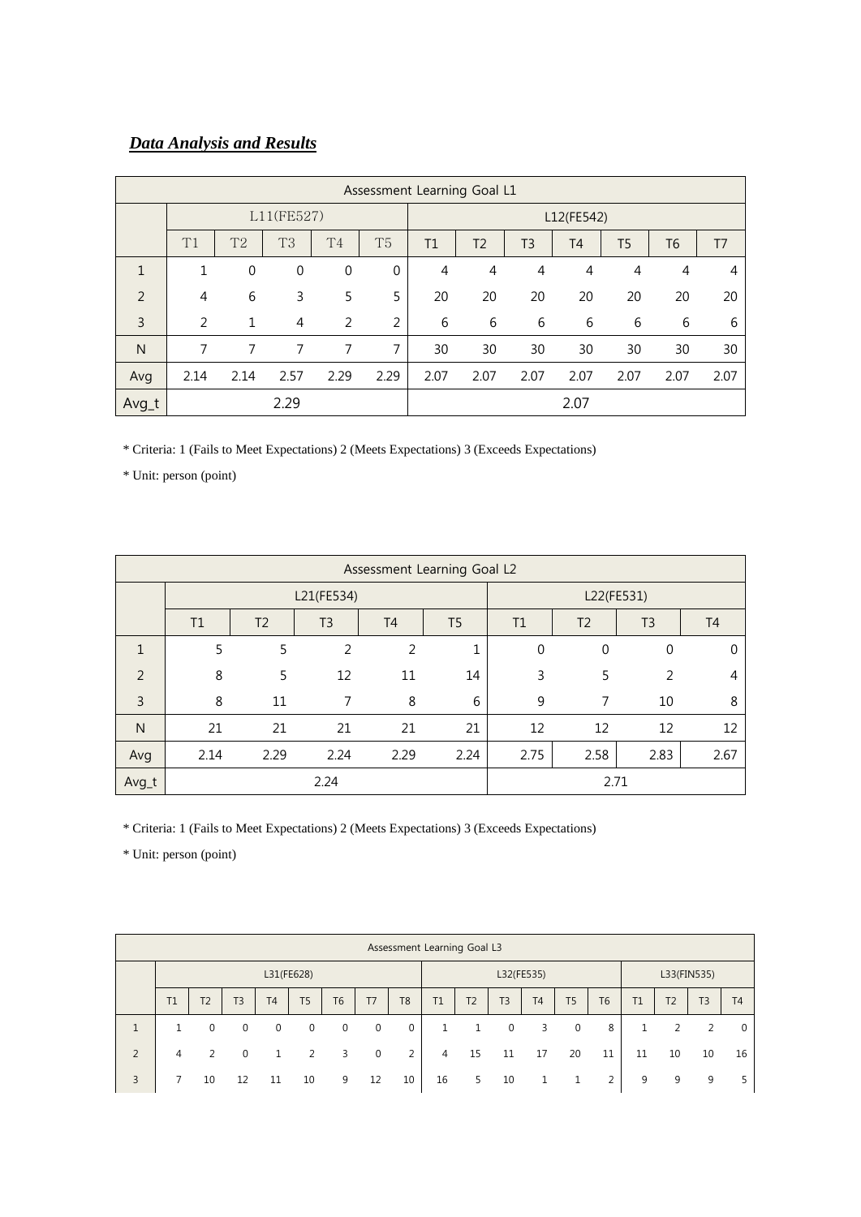***Data Analysis and Results***

| Assessment Learning Goal L1 | | | | | | | | | | | | |
|---|---|---|---|---|---|---|---|---|---|---|---|---|
| | L11(FE527) | | | | | L12(FE542) | | | | | | |
| | T1 | T2 | T3 | T4 | T5 | T1 | T2 | T3 | T4 | T5 | T6 | T7 |
| 1 | 1 | 0 | 0 | 0 | 0 | 4 | 4 | 4 | 4 | 4 | 4 | 4 |
| 2 | 4 | 6 | 3 | 5 | 5 | 20 | 20 | 20 | 20 | 20 | 20 | 20 |
| 3 | 2 | 1 | 4 | 2 | 2 | 6 | 6 | 6 | 6 | 6 | 6 | 6 |
| N | 7 | 7 | 7 | 7 | 7 | 30 | 30 | 30 | 30 | 30 | 30 | 30 |
| Avg | 2.14 | 2.14 | 2.57 | 2.29 | 2.29 | 2.07 | 2.07 | 2.07 | 2.07 | 2.07 | 2.07 | 2.07 |
| Avg_t | 2.29 | | | | | 2.07 | | | | | | |

* Criteria: 1 (Fails to Meet Expectations) 2 (Meets Expectations) 3 (Exceeds Expectations)

* Unit: person (point)

| Assessment Learning Goal L2 | | | | | | | | | |
|---|---|---|---|---|---|---|---|---|---|
| | L21(FE534) | | | | | L22(FE531) | | | |
| | T1 | T2 | T3 | T4 | T5 | T1 | T2 | T3 | T4 |
| 1 | 5 | 5 | 2 | 2 | 1 | 0 | 0 | 0 | 0 |
| 2 | 8 | 5 | 12 | 11 | 14 | 3 | 5 | 2 | 4 |
| 3 | 8 | 11 | 7 | 8 | 6 | 9 | 7 | 10 | 8 |
| N | 21 | 21 | 21 | 21 | 21 | 12 | 12 | 12 | 12 |
| Avg | 2.14 | 2.29 | 2.24 | 2.29 | 2.24 | 2.75 | 2.58 | 2.83 | 2.67 |
| Avg_t | 2.24 | | | | | 2.71 | | | |

* Criteria: 1 (Fails to Meet Expectations) 2 (Meets Expectations) 3 (Exceeds Expectations)

* Unit: person (point)

| Assessment Learning Goal L3 | | | | | | | | | | | | | | | | | | |
|---|---|---|---|---|---|---|---|---|---|---|---|---|---|---|---|---|---|---|
| | L31(FE628) | | | | | | | | L32(FE535) | | | | | | L33(FIN535) | | | |
| | T1 | T2 | T3 | T4 | T5 | T6 | T7 | T8 | T1 | T2 | T3 | T4 | T5 | T6 | T1 | T2 | T3 | T4 |
| 1 | 1 | 0 | 0 | 0 | 0 | 0 | 0 | 0 | 1 | 1 | 0 | 3 | 0 | 8 | 1 | 2 | 2 | 0 |
| 2 | 4 | 2 | 0 | 1 | 2 | 3 | 0 | 2 | 4 | 15 | 11 | 17 | 20 | 11 | 11 | 10 | 10 | 16 |
| 3 | 7 | 10 | 12 | 11 | 10 | 9 | 12 | 10 | 16 | 5 | 10 | 1 | 1 | 2 | 9 | 9 | 9 | 5 |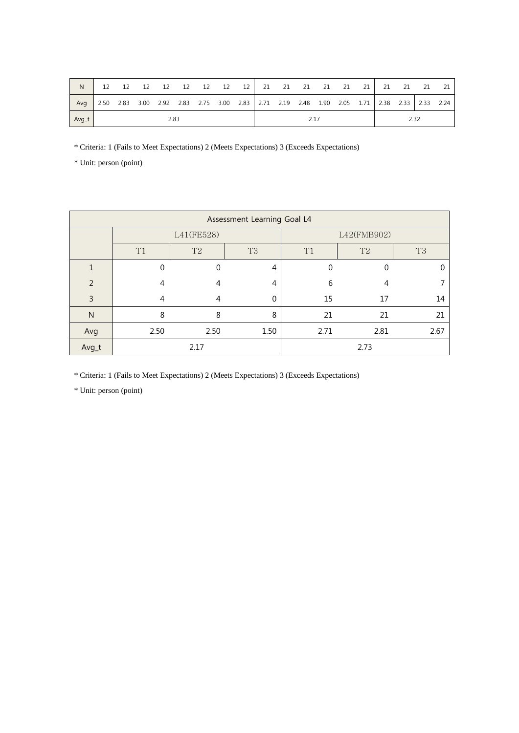| N | 12 | 12 | 12 | 12 | 12 | 12 | 12 | 12 | 21 | 21 | 21 | 21 | 21 | 21 | 21 | 21 | 21 | 21 |
|---|---|---|---|---|---|---|---|---|---|---|---|---|---|---|---|---|---|---|
| Avg | 2.50 | 2.83 | 3.00 | 2.92 | 2.83 | 2.75 | 3.00 | 2.83 | 2.71 | 2.19 | 2.48 | 1.90 | 2.05 | 1.71 | 2.38 | 2.33 | 2.33 | 2.24 |
| Avg_t | 2.83 | | | | | | | | 2.17 | | | | | | 2.32 | | | |

\* Criteria: 1 (Fails to Meet Expectations) 2 (Meets Expectations) 3 (Exceeds Expectations)

\* Unit: person (point)

| Assessment Learning Goal L4 | | | | | | |
|---|---|---|---|---|---|---|
| | L41(FE528) | | | L42(FMB902) | | |
| | T1 | T2 | T3 | T1 | T2 | T3 |
| 1 | 0 | 0 | 4 | 0 | 0 | 0 |
| 2 | 4 | 4 | 4 | 6 | 4 | 7 |
| 3 | 4 | 4 | 0 | 15 | 17 | 14 |
| N | 8 | 8 | 8 | 21 | 21 | 21 |
| Avg | 2.50 | 2.50 | 1.50 | 2.71 | 2.81 | 2.67 |
| Avg_t | 2.17 | | | 2.73 | | |

\* Criteria: 1 (Fails to Meet Expectations) 2 (Meets Expectations) 3 (Exceeds Expectations)

\* Unit: person (point)